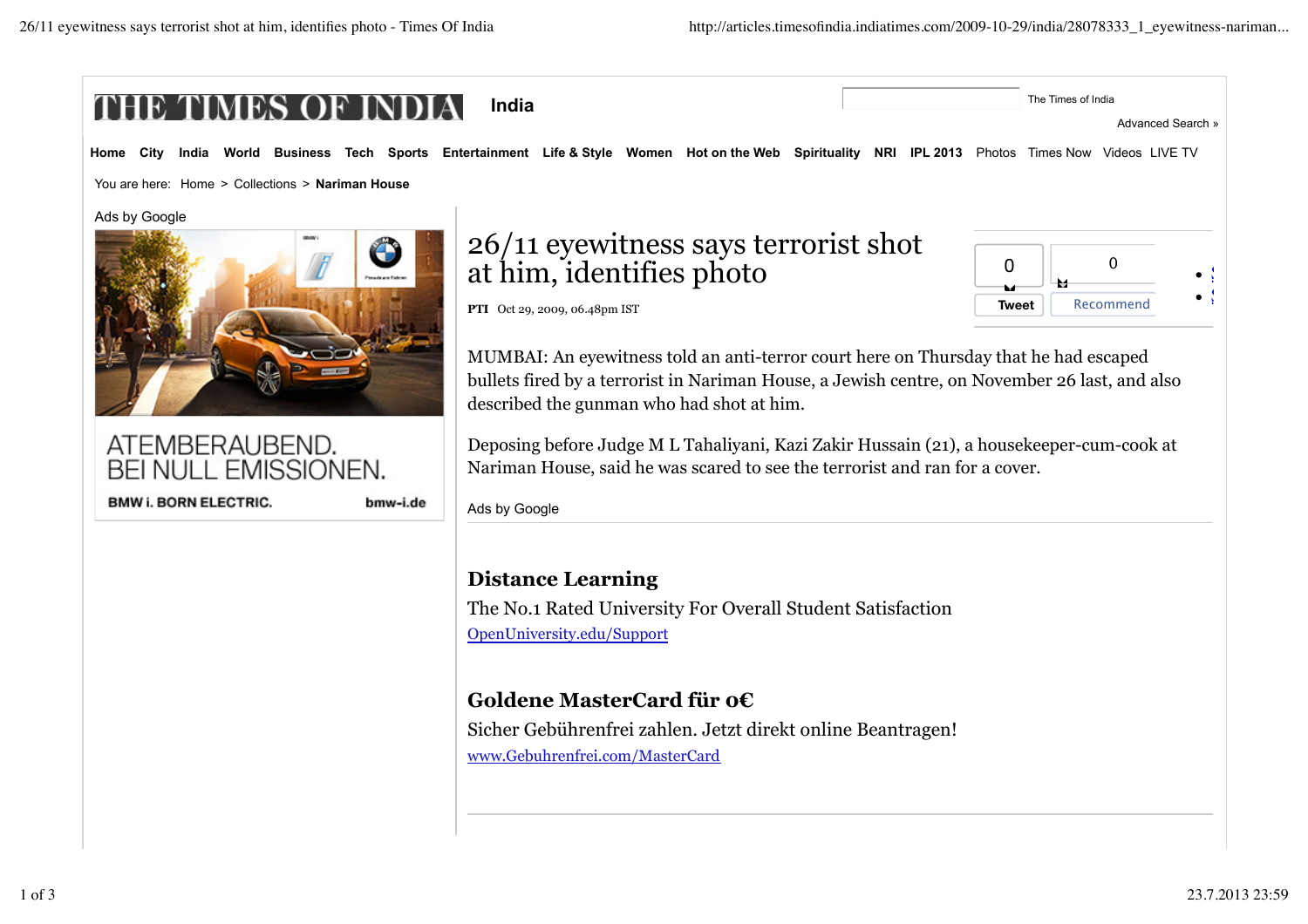THE TIMES OF INDIA India

The Times of India

Advanced Search »

Home City India World Business Tech Sports Entertainment Life & Style Women Hot on the Web Spirituality NRI IPL 2013 Photos Times Now Videos LIVE TV

You are here: Home > Collections > **Nariman House**

Ads by Google

ATEMBERAUBEND. BEI NULL EMISSIONEN.

BMW i. BORN ELECTRIC. bmw-i.de

# 26/11 eyewitness says terrorist shot at him, identifies photo

0 Tweet 0 Recommend

**PTI** Oct 29, 2009, 06.48pm IST

MUMBAI: An eyewitness told an anti-terror court here on Thursday that he had escaped bullets fired by a terrorist in Nariman House, a Jewish centre, on November 26 last, and also described the gunman who had shot at him.

Deposing before Judge M L Tahaliyani, Kazi Zakir Hussain (21), a housekeeper-cum-cook at Nariman House, said he was scared to see the terrorist and ran for a cover.

Ads by Google

**Distance Learning**

The No.1 Rated University For Overall Student Satisfaction

OpenUniversity.edu/Support

**Goldene MasterCard für 0€**

Sicher Gebührenfrei zahlen. Jetzt direkt online Beantragen!

www.Gebuhrenfrei.com/MasterCard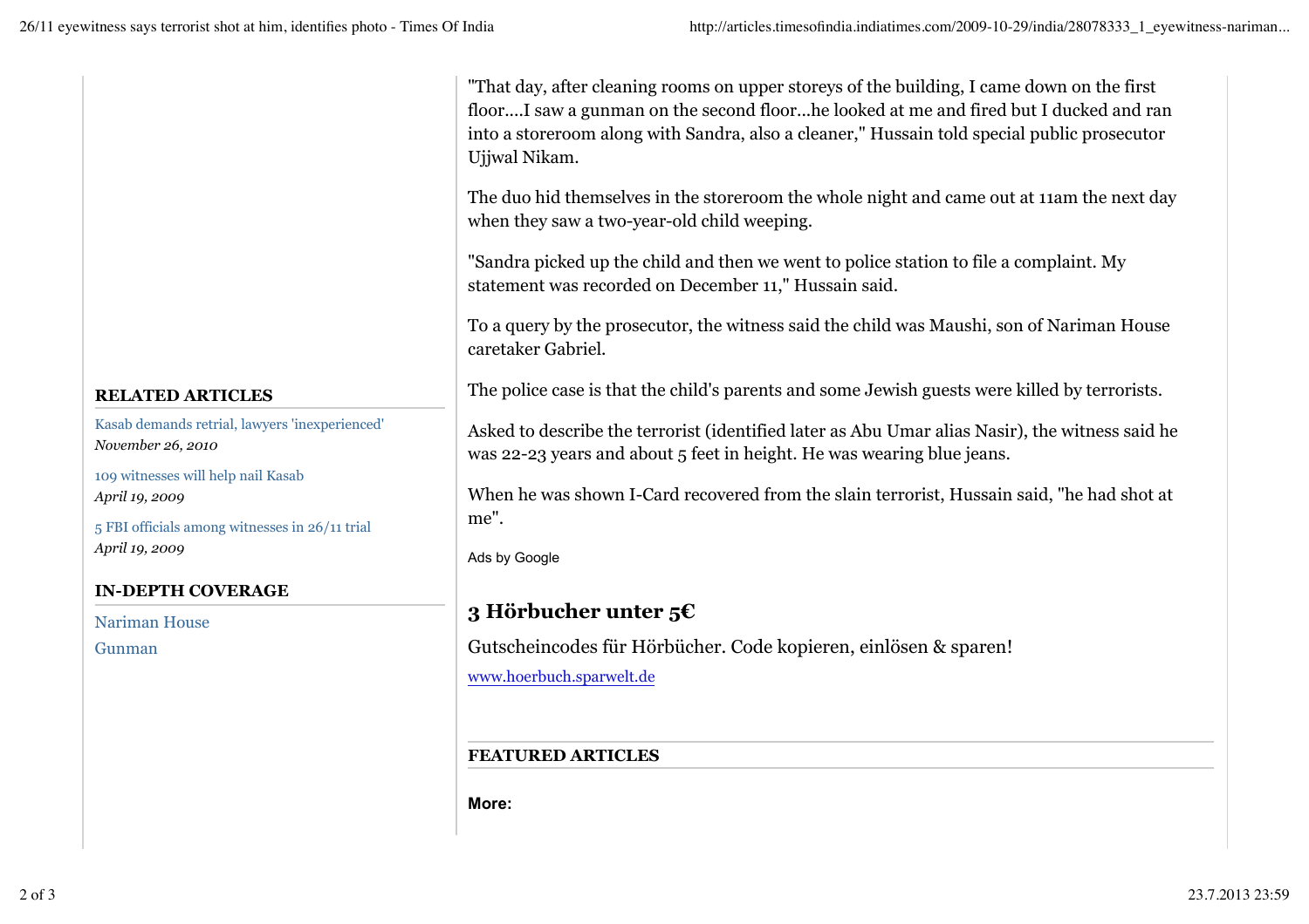"That day, after cleaning rooms on upper storeys of the building, I came down on the first floor....I saw a gunman on the second floor...he looked at me and fired but I ducked and ran into a storeroom along with Sandra, also a cleaner," Hussain told special public prosecutor Ujjwal Nikam.

The duo hid themselves in the storeroom the whole night and came out at 11am the next day when they saw a two-year-old child weeping.

"Sandra picked up the child and then we went to police station to file a complaint. My statement was recorded on December 11," Hussain said.

To a query by the prosecutor, the witness said the child was Maushi, son of Nariman House caretaker Gabriel.

The police case is that the child's parents and some Jewish guests were killed by terrorists.

Asked to describe the terrorist (identified later as Abu Umar alias Nasir), the witness said he was 22-23 years and about 5 feet in height. He was wearing blue jeans.

When he was shown I-Card recovered from the slain terrorist, Hussain said, "he had shot at me".

Ads by Google

### 3 Hörbucher unter 5€

Gutscheincodes für Hörbücher. Code kopieren, einlösen & sparen!

www.hoerbuch.sparwelt.de

**RELATED ARTICLES**

Kasab demands retrial, lawyers 'inexperienced'
*November 26, 2010*

109 witnesses will help nail Kasab
*April 19, 2009*

5 FBI officials among witnesses in 26/11 trial
*April 19, 2009*

**IN-DEPTH COVERAGE**

Nariman House

Gunman

**FEATURED ARTICLES**

**More:**